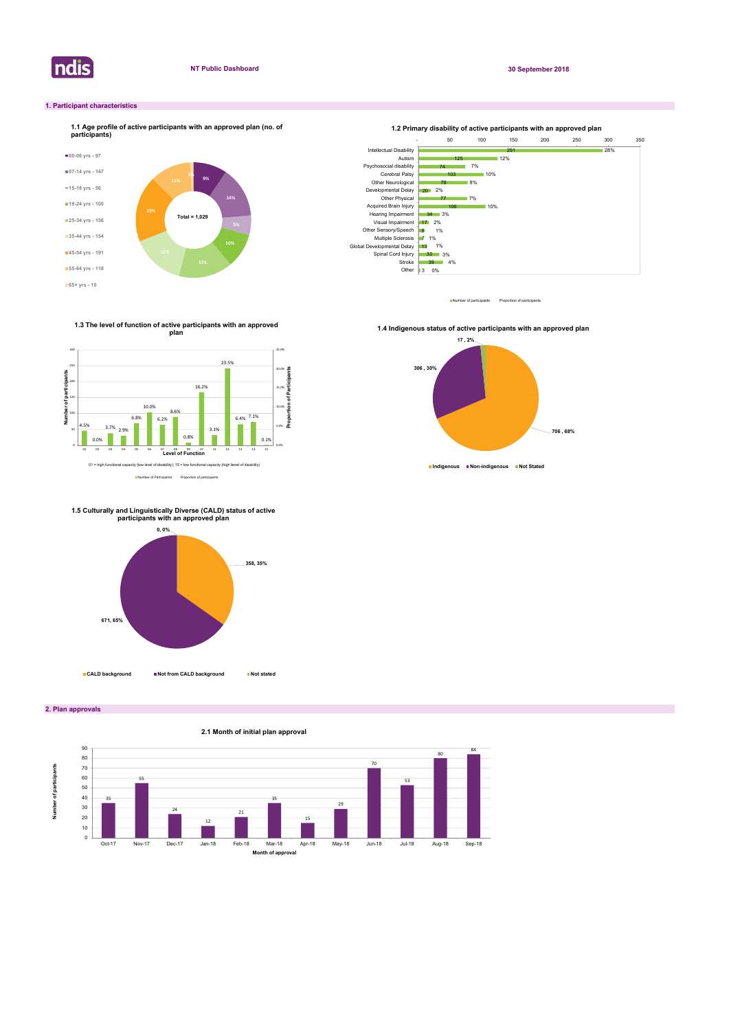NT Public Dashboard

30 September 2018

## 1. Participant characteristics

### 1.1 Age profile of active participants with an approved plan (no. of participants)

| Age group | Number | Proportion |
|---|---|---|
| 00-06 yrs | 97 | 9% |
| 07-14 yrs | 147 | 14% |
| 15-18 yrs | 56 | 5% |
| 19-24 yrs | 100 | 10% |
| 25-34 yrs | 156 | 15% |
| 35-44 yrs | 154 | 15% |
| 45-54 yrs | 191 | 19% |
| 55-64 yrs | 118 | 11% |
| 65+ yrs | 10 | 1% |

Total = 1,029

### 1.2 Primary disability of active participants with an approved plan

| Primary disability | Number of participants | Proportion of participants |
|---|---|---|
| Intellectual Disability | 291 | 28% |
| Autism | 125 | 12% |
| Psychosocial disability | 74 | 7% |
| Cerebral Palsy | 103 | 10% |
| Other Neurological | 78 | 8% |
| Developmental Delay | 20 | 2% |
| Other Physical | 77 | 7% |
| Acquired Brain Injury | 106 | 10% |
| Hearing Impairment | 34 | 3% |
| Visual Impairment | 17 | 2% |
| Other Sensory/Speech | 9 | 1% |
| Multiple Sclerosis | 7 | 1% |
| Global Developmental Delay | 13 | 1% |
| Spinal Cord Injury | 33 | 3% |
| Stroke | 39 | 4% |
| Other | 3 | 0% |

### 1.3 The level of function of active participants with an approved plan

| Level of Function | Proportion of participants |
|---|---|
| 01 | 4.5% |
| 02 | 0.0% |
| 03 | 3.7% |
| 04 | 2.9% |
| 05 | 6.8% |
| 06 | 10.0% |
| 07 | 6.2% |
| 08 | 8.6% |
| 09 | 0.8% |
| 10 | 16.2% |
| 11 | 3.1% |
| 12 | 23.5% |
| 13 | 6.4% |
| 14 | 7.1% |
| 15 | 0.1% |

01 = high functional capacity (low level of disability); 15 = low functional capacity (high level of disability)

### 1.4 Indigenous status of active participants with an approved plan

| Status | Number | Proportion |
|---|---|---|
| Indigenous | 706 | 68% |
| Non-indigenous | 306 | 30% |
| Not Stated | 17 | 2% |

### 1.5 Culturally and Linguistically Diverse (CALD) status of active participants with an approved plan

| Status | Number | Proportion |
|---|---|---|
| CALD background | 358 | 35% |
| Not from CALD background | 671 | 65% |
| Not stated | 0 | 0% |

## 2. Plan approvals

### 2.1 Month of initial plan approval

| Month of approval | Number of participants |
|---|---|
| Oct-17 | 35 |
| Nov-17 | 55 |
| Dec-17 | 24 |
| Jan-18 | 12 |
| Feb-18 | 21 |
| Mar-18 | 35 |
| Apr-18 | 15 |
| May-18 | 29 |
| Jun-18 | 70 |
| Jul-18 | 53 |
| Aug-18 | 80 |
| Sep-18 | 84 |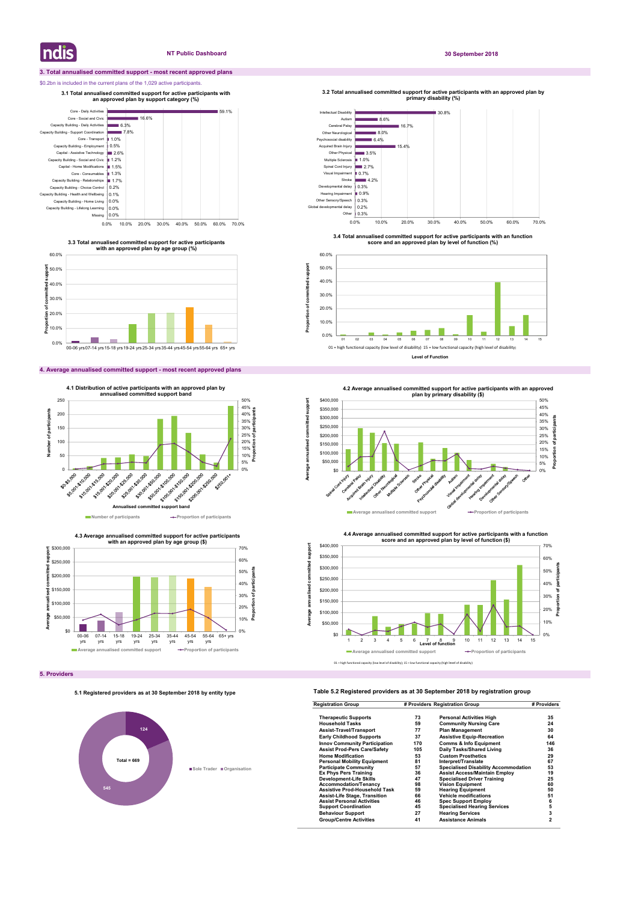ndis

NT Public Dashboard

30 September 2018

## 3. Total annualised committed support - most recent approved plans

$0.2bn is included in the current plans of the 1,029 active participants.

### 3.1 Total annualised committed support for active participants with an approved plan by support category (%)

Core - Daily Activities 59.1%
Core - Social and Civic 16.6%
Capacity Building - Daily Activities 6.3%
Capacity Building - Support Coordination 7.8%
Core - Transport 1.0%
Capacity Building - Employment 0.5%
Capital - Assistive Technology 2.6%
Capacity Building - Social and Civic 1.2%
Capital - Home Modifications 1.5%
Core - Consumables 1.3%
Capacity Building - Relationships 1.7%
Capacity Building - Choice Control 0.2%
Capacity Building - Health and Wellbeing 0.1%
Capacity Building - Home Living 0.0%
Capacity Building - Lifelong Learning 0.0%
Missing 0.0%

0.0% 10.0% 20.0% 30.0% 40.0% 50.0% 60.0% 70.0%

### 3.2 Total annualised committed support for active participants with an approved plan by primary disability (%)

Intellectual Disability 30.8%
Autism 8.6%
Cerebral Palsy 16.7%
Other Neurological 8.0%
Psychosocial disability 6.4%
Acquired Brain Injury 15.4%
Other Physical 3.5%
Multiple Sclerosis 1.0%
Spinal Cord Injury 2.7%
Visual Impairment 0.7%
Stroke 4.2%
Developmental delay 0.3%
Hearing Impairment 0.9%
Other Sensory/Speech 0.3%
Global developmental delay 0.2%
Other 0.3%

0.0% 10.0% 20.0% 30.0% 40.0% 50.0% 60.0% 70.0%

### 3.3 Total annualised committed support for active participants with an approved plan by age group (%)

Proportion of committed support

60.0% 50.0% 40.0% 30.0% 20.0% 10.0% 0.0%

00-06 yrs 07-14 yrs 15-18 yrs 19-24 yrs 25-34 yrs 35-44 yrs 45-54 yrs 55-64 yrs 65+ yrs

### 3.4 Total annualised committed support for active participants with an function score and an approved plan by level of function (%)

Proportion of committed support

60.0% 50.0% 40.0% 30.0% 20.0% 10.0% 0.0%

01 02 03 04 05 06 07 08 09 10 11 12 13 14 15

01 = high functional capacity (low level of disability) 15 = low functional capacity (high level of disability)

Level of Function

## 4. Average annualised committed support - most recent approved plans

### 4.1 Distribution of active participants with an approved plan by annualised committed support band

Number of participants

250 200 150 100 50 0

Proportion of participants

50% 45% 40% 35% 30% 25% 20% 15% 10% 5% 0%

$0-$5,000 $5,001-$10,000 $10,001-$15,000 $15,001-$20,000 $20,001-$25,000 $25,001-$30,000 $30,001-$50,000 $50,001-$100,000 $100,001-$150,000 $150,001-$200,000 $200,001-$250,000 $250,001+

Annualised committed support band

Number of participants — Proportion of participants

### 4.2 Average annualised committed support for active participants with an approved plan by primary disability ($)

Average annualised committed support

$400,000 $350,000 $300,000 $250,000 $200,000 $150,000 $100,000 $50,000 $0

Proportion of participants

50% 45% 40% 35% 30% 25% 20% 15% 10% 5% 0%

Spinal Cord Injury, Cerebral Palsy, Acquired Brain Injury, Intellectual Disability, Other Neurological, Multiple Sclerosis, Stroke, Other Physical, Psychosocial disability, Autism, Visual Impairment, Global developmental delay, Hearing Impairment, Developmental delay, Other Sensory/Speech, Other

Average annualised committed support — Proportion of participants

### 4.3 Average annualised committed support for active participants with an approved plan by age group ($)

Average annualised committed support

$300,000 $250,000 $200,000 $150,000 $100,000 $50,000 $0

Proportion of participants

70% 60% 50% 40% 30% 20% 10% 0%

00-06 yrs 07-14 yrs 15-18 yrs 19-24 yrs 25-34 yrs 35-44 yrs 45-54 yrs 55-64 yrs 65+ yrs

Average annualised committed support — Proportion of participants

### 4.4 Average annualised committed support for active participants with a function score and an approved plan by level of function ($)

Average annualised committed support

$400,000 $350,000 $300,000 $250,000 $200,000 $150,000 $100,000 $50,000 $0

Proportion of participants

70% 60% 50% 40% 30% 20% 10% 0%

1 2 3 4 5 6 7 8 9 10 11 12 13 14 15

Level of function

Average annualised committed support — Proportion of participants

01 = high functional capacity (low level of disability); 15 = low functional capacity (high level of disability)

## 5. Providers

### 5.1 Registered providers as at 30 September 2018 by entity type

Total = 669

124

545

Sole Trader  Organisation

### Table 5.2 Registered providers as at 30 September 2018 by registration group

| Registration Group | # Providers | Registration Group | # Providers |
|---|---|---|---|
| Therapeutic Supports | 73 | Personal Activities High | 35 |
| Household Tasks | 59 | Community Nursing Care | 24 |
| Assist-Travel/Transport | 77 | Plan Management | 30 |
| Early Childhood Supports | 37 | Assistive Equip-Recreation | 64 |
| Innov Community Participation | 170 | Comms & Info Equipment | 146 |
| Assist Prod-Pers Care/Safety | 105 | Daily Tasks/Shared Living | 36 |
| Home Modification | 53 | Custom Prosthetics | 29 |
| Personal Mobility Equipment | 81 | Interpret/Translate | 67 |
| Participate Community | 57 | Specialised Disability Accommodation | 53 |
| Ex Phys Pers Training | 36 | Assist Access/Maintain Employ | 19 |
| Development-Life Skills | 47 | Specialised Driver Training | 25 |
| Accommodation/Tenancy | 98 | Vision Equipment | 60 |
| Assistive Prod-Household Task | 59 | Hearing Equipment | 50 |
| Assist-Life Stage, Transition | 66 | Vehicle modifications | 51 |
| Assist Personal Activities | 46 | Spec Support Employ | 6 |
| Support Coordination | 45 | Specialised Hearing Services | 5 |
| Behaviour Support | 27 | Hearing Services | 3 |
| Group/Centre Activities | 41 | Assistance Animals | 2 |